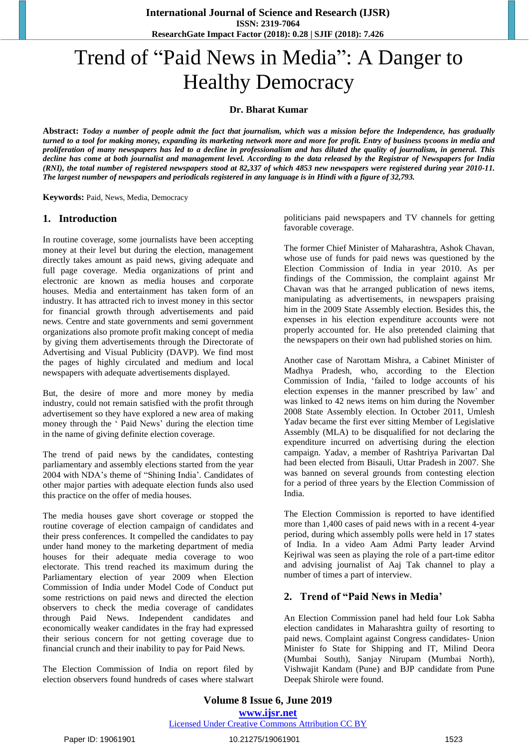# Trend of "Paid News in Media": A Danger to Healthy Democracy

**Dr. Bharat Kumar**

**Abstract:** ***Today a number of people admit the fact that journalism, which was a mission before the Independence, has gradually turned to a tool for making money, expanding its marketing network more and more for profit. Entry of business tycoons in media and proliferation of many newspapers has led to a decline in professionalism and has diluted the quality of journalism, in general. This decline has come at both journalist and management level. According to the data released by the Registrar of Newspapers for India (RNI), the total number of registered newspapers stood at 82,337 of which 4853 new newspapers were registered during year 2010-11. The largest number of newspapers and periodicals registered in any language is in Hindi with a figure of 32,793.***

**Keywords:** Paid, News, Media, Democracy

## 1. Introduction

In routine coverage, some journalists have been accepting money at their level but during the election, management directly takes amount as paid news, giving adequate and full page coverage. Media organizations of print and electronic are known as media houses and corporate houses. Media and entertainment has taken form of an industry. It has attracted rich to invest money in this sector for financial growth through advertisements and paid news. Centre and state governments and semi government organizations also promote profit making concept of media by giving them advertisements through the Directorate of Advertising and Visual Publicity (DAVP). We find most the pages of highly circulated and medium and local newspapers with adequate advertisements displayed.

But, the desire of more and more money by media industry, could not remain satisfied with the profit through advertisement so they have explored a new area of making money through the ' Paid News' during the election time in the name of giving definite election coverage.

The trend of paid news by the candidates, contesting parliamentary and assembly elections started from the year 2004 with NDA's theme of "Shining India". Candidates of other major parties with adequate election funds also used this practice on the offer of media houses.

The media houses gave short coverage or stopped the routine coverage of election campaign of candidates and their press conferences. It compelled the candidates to pay under hand money to the marketing department of media houses for their adequate media coverage to woo electorate. This trend reached its maximum during the Parliamentary election of year 2009 when Election Commission of India under Model Code of Conduct put some restrictions on paid news and directed the election observers to check the media coverage of candidates through Paid News. Independent candidates and economically weaker candidates in the fray had expressed their serious concern for not getting coverage due to financial crunch and their inability to pay for Paid News.

The Election Commission of India on report filed by election observers found hundreds of cases where stalwart politicians paid newspapers and TV channels for getting favorable coverage.

The former Chief Minister of Maharashtra, Ashok Chavan, whose use of funds for paid news was questioned by the Election Commission of India in year 2010. As per findings of the Commission, the complaint against Mr Chavan was that he arranged publication of news items, manipulating as advertisements, in newspapers praising him in the 2009 State Assembly election. Besides this, the expenses in his election expenditure accounts were not properly accounted for. He also pretended claiming that the newspapers on their own had published stories on him.

Another case of Narottam Mishra, a Cabinet Minister of Madhya Pradesh, who, according to the Election Commission of India, 'failed to lodge accounts of his election expenses in the manner prescribed by law' and was linked to 42 news items on him during the November 2008 State Assembly election. In October 2011, Umlesh Yadav became the first ever sitting Member of Legislative Assembly (MLA) to be disqualified for not declaring the expenditure incurred on advertising during the election campaign. Yadav, a member of Rashtriya Parivartan Dal had been elected from Bisauli, Uttar Pradesh in 2007. She was banned on several grounds from contesting election for a period of three years by the Election Commission of India.

The Election Commission is reported to have identified more than 1,400 cases of paid news with in a recent 4-year period, during which assembly polls were held in 17 states of India. In a video Aam Admi Party leader Arvind Kejriwal was seen as playing the role of a part-time editor and advising journalist of Aaj Tak channel to play a number of times a part of interview.

## 2. Trend of "Paid News in Media'

An Election Commission panel had held four Lok Sabha election candidates in Maharashtra guilty of resorting to paid news. Complaint against Congress candidates- Union Minister fo State for Shipping and IT, Milind Deora (Mumbai South), Sanjay Nirupam (Mumbai North), Vishwajit Kandam (Pune) and BJP candidate from Pune Deepak Shirole were found.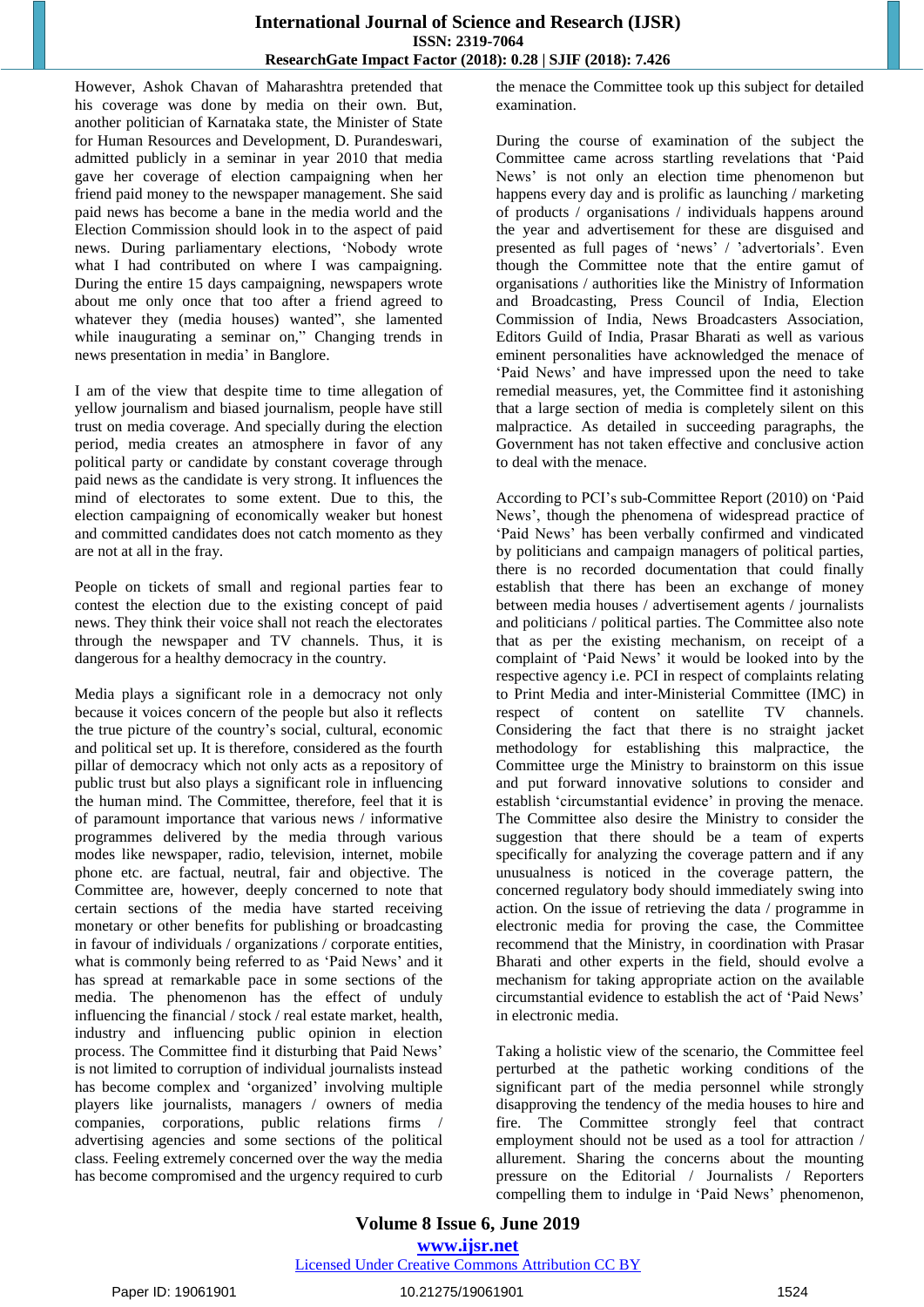However, Ashok Chavan of Maharashtra pretended that his coverage was done by media on their own. But, another politician of Karnataka state, the Minister of State for Human Resources and Development, D. Purandeswari, admitted publicly in a seminar in year 2010 that media gave her coverage of election campaigning when her friend paid money to the newspaper management. She said paid news has become a bane in the media world and the Election Commission should look in to the aspect of paid news. During parliamentary elections, 'Nobody wrote what I had contributed on where I was campaigning. During the entire 15 days campaigning, newspapers wrote about me only once that too after a friend agreed to whatever they (media houses) wanted", she lamented while inaugurating a seminar on," Changing trends in news presentation in media' in Banglore.

I am of the view that despite time to time allegation of yellow journalism and biased journalism, people have still trust on media coverage. And specially during the election period, media creates an atmosphere in favor of any political party or candidate by constant coverage through paid news as the candidate is very strong. It influences the mind of electorates to some extent. Due to this, the election campaigning of economically weaker but honest and committed candidates does not catch momento as they are not at all in the fray.

People on tickets of small and regional parties fear to contest the election due to the existing concept of paid news. They think their voice shall not reach the electorates through the newspaper and TV channels. Thus, it is dangerous for a healthy democracy in the country.

Media plays a significant role in a democracy not only because it voices concern of the people but also it reflects the true picture of the country's social, cultural, economic and political set up. It is therefore, considered as the fourth pillar of democracy which not only acts as a repository of public trust but also plays a significant role in influencing the human mind. The Committee, therefore, feel that it is of paramount importance that various news / informative programmes delivered by the media through various modes like newspaper, radio, television, internet, mobile phone etc. are factual, neutral, fair and objective. The Committee are, however, deeply concerned to note that certain sections of the media have started receiving monetary or other benefits for publishing or broadcasting in favour of individuals / organizations / corporate entities, what is commonly being referred to as 'Paid News' and it has spread at remarkable pace in some sections of the media. The phenomenon has the effect of unduly influencing the financial / stock / real estate market, health, industry and influencing public opinion in election process. The Committee find it disturbing that Paid News' is not limited to corruption of individual journalists instead has become complex and 'organized' involving multiple players like journalists, managers / owners of media companies, corporations, public relations firms / advertising agencies and some sections of the political class. Feeling extremely concerned over the way the media has become compromised and the urgency required to curb the menace the Committee took up this subject for detailed examination.

During the course of examination of the subject the Committee came across startling revelations that 'Paid News' is not only an election time phenomenon but happens every day and is prolific as launching / marketing of products / organisations / individuals happens around the year and advertisement for these are disguised and presented as full pages of 'news' / 'advertorials'. Even though the Committee note that the entire gamut of organisations / authorities like the Ministry of Information and Broadcasting, Press Council of India, Election Commission of India, News Broadcasters Association, Editors Guild of India, Prasar Bharati as well as various eminent personalities have acknowledged the menace of 'Paid News' and have impressed upon the need to take remedial measures, yet, the Committee find it astonishing that a large section of media is completely silent on this malpractice. As detailed in succeeding paragraphs, the Government has not taken effective and conclusive action to deal with the menace.

According to PCI's sub-Committee Report (2010) on 'Paid News', though the phenomena of widespread practice of 'Paid News' has been verbally confirmed and vindicated by politicians and campaign managers of political parties, there is no recorded documentation that could finally establish that there has been an exchange of money between media houses / advertisement agents / journalists and politicians / political parties. The Committee also note that as per the existing mechanism, on receipt of a complaint of 'Paid News' it would be looked into by the respective agency i.e. PCI in respect of complaints relating to Print Media and inter-Ministerial Committee (IMC) in respect of content on satellite TV channels. Considering the fact that there is no straight jacket methodology for establishing this malpractice, the Committee urge the Ministry to brainstorm on this issue and put forward innovative solutions to consider and establish 'circumstantial evidence' in proving the menace. The Committee also desire the Ministry to consider the suggestion that there should be a team of experts specifically for analyzing the coverage pattern and if any unusualness is noticed in the coverage pattern, the concerned regulatory body should immediately swing into action. On the issue of retrieving the data / programme in electronic media for proving the case, the Committee recommend that the Ministry, in coordination with Prasar Bharati and other experts in the field, should evolve a mechanism for taking appropriate action on the available circumstantial evidence to establish the act of 'Paid News' in electronic media.

Taking a holistic view of the scenario, the Committee feel perturbed at the pathetic working conditions of the significant part of the media personnel while strongly disapproving the tendency of the media houses to hire and fire. The Committee strongly feel that contract employment should not be used as a tool for attraction / allurement. Sharing the concerns about the mounting pressure on the Editorial / Journalists / Reporters compelling them to indulge in 'Paid News' phenomenon,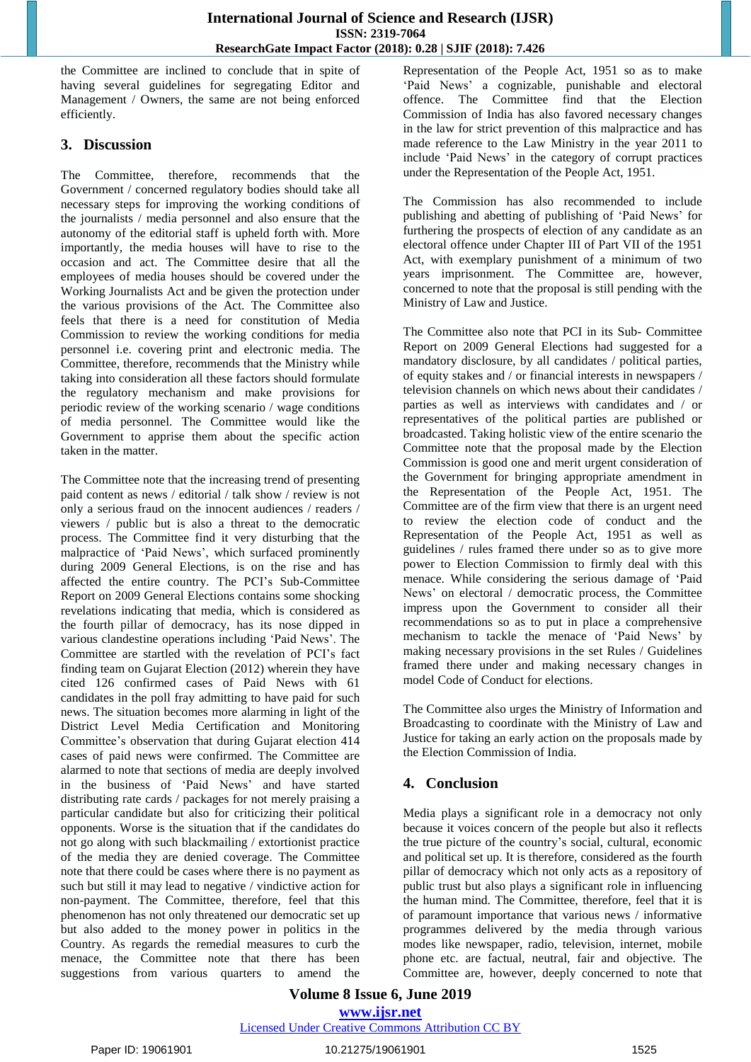the Committee are inclined to conclude that in spite of having several guidelines for segregating Editor and Management / Owners, the same are not being enforced efficiently.

## 3. Discussion

The Committee, therefore, recommends that the Government / concerned regulatory bodies should take all necessary steps for improving the working conditions of the journalists / media personnel and also ensure that the autonomy of the editorial staff is upheld forth with. More importantly, the media houses will have to rise to the occasion and act. The Committee desire that all the employees of media houses should be covered under the Working Journalists Act and be given the protection under the various provisions of the Act. The Committee also feels that there is a need for constitution of Media Commission to review the working conditions for media personnel i.e. covering print and electronic media. The Committee, therefore, recommends that the Ministry while taking into consideration all these factors should formulate the regulatory mechanism and make provisions for periodic review of the working scenario / wage conditions of media personnel. The Committee would like the Government to apprise them about the specific action taken in the matter.

The Committee note that the increasing trend of presenting paid content as news / editorial / talk show / review is not only a serious fraud on the innocent audiences / readers / viewers / public but is also a threat to the democratic process. The Committee find it very disturbing that the malpractice of 'Paid News', which surfaced prominently during 2009 General Elections, is on the rise and has affected the entire country. The PCI's Sub-Committee Report on 2009 General Elections contains some shocking revelations indicating that media, which is considered as the fourth pillar of democracy, has its nose dipped in various clandestine operations including 'Paid News'. The Committee are startled with the revelation of PCI's fact finding team on Gujarat Election (2012) wherein they have cited 126 confirmed cases of Paid News with 61 candidates in the poll fray admitting to have paid for such news. The situation becomes more alarming in light of the District Level Media Certification and Monitoring Committee's observation that during Gujarat election 414 cases of paid news were confirmed. The Committee are alarmed to note that sections of media are deeply involved in the business of 'Paid News' and have started distributing rate cards / packages for not merely praising a particular candidate but also for criticizing their political opponents. Worse is the situation that if the candidates do not go along with such blackmailing / extortionist practice of the media they are denied coverage. The Committee note that there could be cases where there is no payment as such but still it may lead to negative / vindictive action for non-payment. The Committee, therefore, feel that this phenomenon has not only threatened our democratic set up but also added to the money power in politics in the Country. As regards the remedial measures to curb the menace, the Committee note that there has been suggestions from various quarters to amend the Representation of the People Act, 1951 so as to make 'Paid News' a cognizable, punishable and electoral offence. The Committee find that the Election Commission of India has also favored necessary changes in the law for strict prevention of this malpractice and has made reference to the Law Ministry in the year 2011 to include 'Paid News' in the category of corrupt practices under the Representation of the People Act, 1951.

The Commission has also recommended to include publishing and abetting of publishing of 'Paid News' for furthering the prospects of election of any candidate as an electoral offence under Chapter III of Part VII of the 1951 Act, with exemplary punishment of a minimum of two years imprisonment. The Committee are, however, concerned to note that the proposal is still pending with the Ministry of Law and Justice.

The Committee also note that PCI in its Sub- Committee Report on 2009 General Elections had suggested for a mandatory disclosure, by all candidates / political parties, of equity stakes and / or financial interests in newspapers / television channels on which news about their candidates / parties as well as interviews with candidates and / or representatives of the political parties are published or broadcasted. Taking holistic view of the entire scenario the Committee note that the proposal made by the Election Commission is good one and merit urgent consideration of the Government for bringing appropriate amendment in the Representation of the People Act, 1951. The Committee are of the firm view that there is an urgent need to review the election code of conduct and the Representation of the People Act, 1951 as well as guidelines / rules framed there under so as to give more power to Election Commission to firmly deal with this menace. While considering the serious damage of 'Paid News' on electoral / democratic process, the Committee impress upon the Government to consider all their recommendations so as to put in place a comprehensive mechanism to tackle the menace of 'Paid News' by making necessary provisions in the set Rules / Guidelines framed there under and making necessary changes in model Code of Conduct for elections.

The Committee also urges the Ministry of Information and Broadcasting to coordinate with the Ministry of Law and Justice for taking an early action on the proposals made by the Election Commission of India.

## 4. Conclusion

Media plays a significant role in a democracy not only because it voices concern of the people but also it reflects the true picture of the country's social, cultural, economic and political set up. It is therefore, considered as the fourth pillar of democracy which not only acts as a repository of public trust but also plays a significant role in influencing the human mind. The Committee, therefore, feel that it is of paramount importance that various news / informative programmes delivered by the media through various modes like newspaper, radio, television, internet, mobile phone etc. are factual, neutral, fair and objective. The Committee are, however, deeply concerned to note that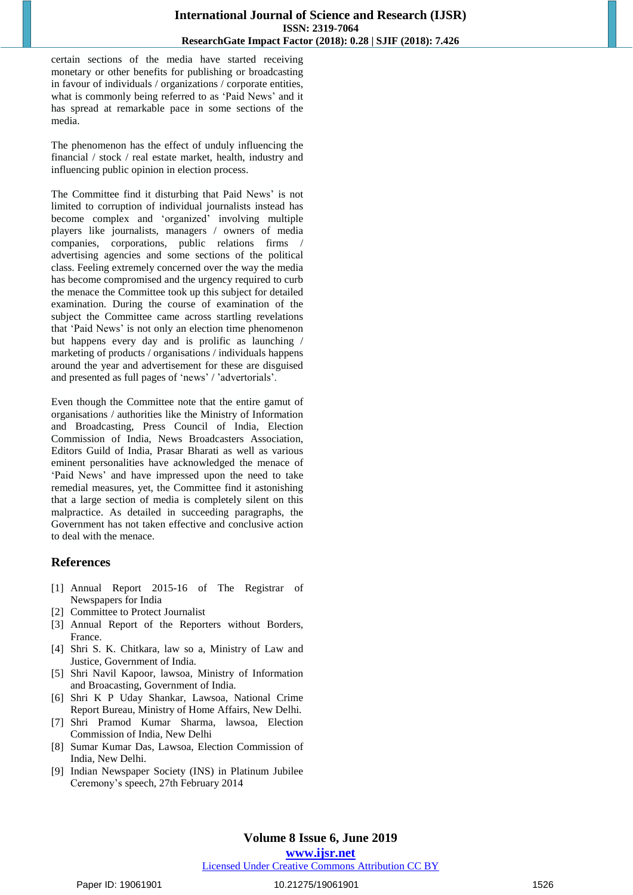certain sections of the media have started receiving monetary or other benefits for publishing or broadcasting in favour of individuals / organizations / corporate entities, what is commonly being referred to as 'Paid News' and it has spread at remarkable pace in some sections of the media.

The phenomenon has the effect of unduly influencing the financial / stock / real estate market, health, industry and influencing public opinion in election process.

The Committee find it disturbing that Paid News' is not limited to corruption of individual journalists instead has become complex and 'organized' involving multiple players like journalists, managers / owners of media companies, corporations, public relations firms / advertising agencies and some sections of the political class. Feeling extremely concerned over the way the media has become compromised and the urgency required to curb the menace the Committee took up this subject for detailed examination. During the course of examination of the subject the Committee came across startling revelations that 'Paid News' is not only an election time phenomenon but happens every day and is prolific as launching / marketing of products / organisations / individuals happens around the year and advertisement for these are disguised and presented as full pages of 'news' / 'advertorials'.

Even though the Committee note that the entire gamut of organisations / authorities like the Ministry of Information and Broadcasting, Press Council of India, Election Commission of India, News Broadcasters Association, Editors Guild of India, Prasar Bharati as well as various eminent personalities have acknowledged the menace of 'Paid News' and have impressed upon the need to take remedial measures, yet, the Committee find it astonishing that a large section of media is completely silent on this malpractice. As detailed in succeeding paragraphs, the Government has not taken effective and conclusive action to deal with the menace.

## References

[1] Annual Report 2015-16 of The Registrar of Newspapers for India
[2] Committee to Protect Journalist
[3] Annual Report of the Reporters without Borders, France.
[4] Shri S. K. Chitkara, law so a, Ministry of Law and Justice, Government of India.
[5] Shri Navil Kapoor, lawsoa, Ministry of Information and Broacasting, Government of India.
[6] Shri K P Uday Shankar, Lawsoa, National Crime Report Bureau, Ministry of Home Affairs, New Delhi.
[7] Shri Pramod Kumar Sharma, lawsoa, Election Commission of India, New Delhi
[8] Sumar Kumar Das, Lawsoa, Election Commission of India, New Delhi.
[9] Indian Newspaper Society (INS) in Platinum Jubilee Ceremony's speech, 27th February 2014